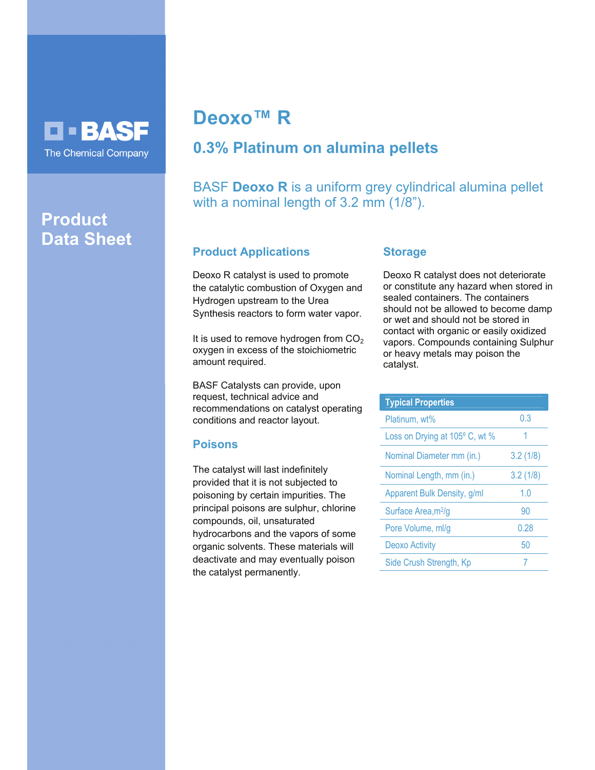BASF
The Chemical Company

Product Data Sheet

# Deoxo™ R

## 0.3% Platinum on alumina pellets

BASF **Deoxo R** is a uniform grey cylindrical alumina pellet with a nominal length of 3.2 mm (1/8”).

### Product Applications

Deoxo R catalyst is used to promote the catalytic combustion of Oxygen and Hydrogen upstream to the Urea Synthesis reactors to form water vapor.

It is used to remove hydrogen from $CO_2$ oxygen in excess of the stoichiometric amount required.

BASF Catalysts can provide, upon request, technical advice and recommendations on catalyst operating conditions and reactor layout.

### Poisons

The catalyst will last indefinitely provided that it is not subjected to poisoning by certain impurities. The principal poisons are sulphur, chlorine compounds, oil, unsaturated hydrocarbons and the vapors of some organic solvents. These materials will deactivate and may eventually poison the catalyst permanently.

### Storage

Deoxo R catalyst does not deteriorate or constitute any hazard when stored in sealed containers. The containers should not be allowed to become damp or wet and should not be stored in contact with organic or easily oxidized vapors. Compounds containing Sulphur or heavy metals may poison the catalyst.

| Typical Properties | |
|---|---|
| Platinum, wt% | 0.3 |
| Loss on Drying at 105º C, wt % | 1 |
| Nominal Diameter mm (in.) | 3.2 (1/8) |
| Nominal Length, mm (in.) | 3.2 (1/8) |
| Apparent Bulk Density, g/ml | 1.0 |
| Surface Area, $m^2/g$ | 90 |
| Pore Volume, ml/g | 0.28 |
| Deoxo Activity | 50 |
| Side Crush Strength, Kp | 7 |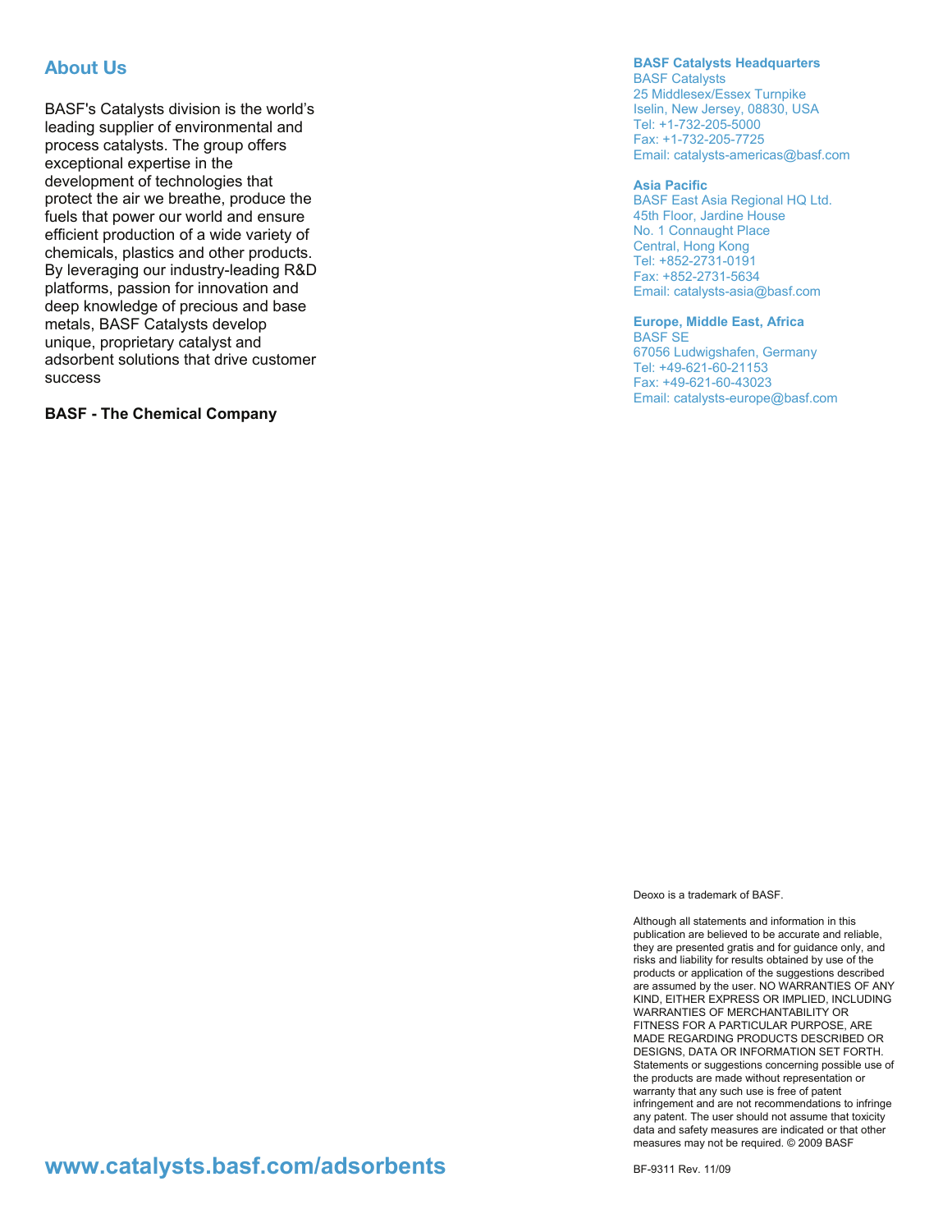## About Us

BASF's Catalysts division is the world's leading supplier of environmental and process catalysts. The group offers exceptional expertise in the development of technologies that protect the air we breathe, produce the fuels that power our world and ensure efficient production of a wide variety of chemicals, plastics and other products. By leveraging our industry-leading R&D platforms, passion for innovation and deep knowledge of precious and base metals, BASF Catalysts develop unique, proprietary catalyst and adsorbent solutions that drive customer success

**BASF - The Chemical Company**

**BASF Catalysts Headquarters**
BASF Catalysts
25 Middlesex/Essex Turnpike
Iselin, New Jersey, 08830, USA
Tel: +1-732-205-5000
Fax: +1-732-205-7725
Email: catalysts-americas@basf.com

**Asia Pacific**
BASF East Asia Regional HQ Ltd.
45th Floor, Jardine House
No. 1 Connaught Place
Central, Hong Kong
Tel: +852-2731-0191
Fax: +852-2731-5634
Email: catalysts-asia@basf.com

**Europe, Middle East, Africa**
BASF SE
67056 Ludwigshafen, Germany
Tel: +49-621-60-21153
Fax: +49-621-60-43023
Email: catalysts-europe@basf.com

Deoxo is a trademark of BASF.

Although all statements and information in this publication are believed to be accurate and reliable, they are presented gratis and for guidance only, and risks and liability for results obtained by use of the products or application of the suggestions described are assumed by the user. NO WARRANTIES OF ANY KIND, EITHER EXPRESS OR IMPLIED, INCLUDING WARRANTIES OF MERCHANTABILITY OR FITNESS FOR A PARTICULAR PURPOSE, ARE MADE REGARDING PRODUCTS DESCRIBED OR DESIGNS, DATA OR INFORMATION SET FORTH. Statements or suggestions concerning possible use of the products are made without representation or warranty that any such use is free of patent infringement and are not recommendations to infringe any patent. The user should not assume that toxicity data and safety measures are indicated or that other measures may not be required. © 2009 BASF

**www.catalysts.basf.com/adsorbents**

BF-9311 Rev. 11/09